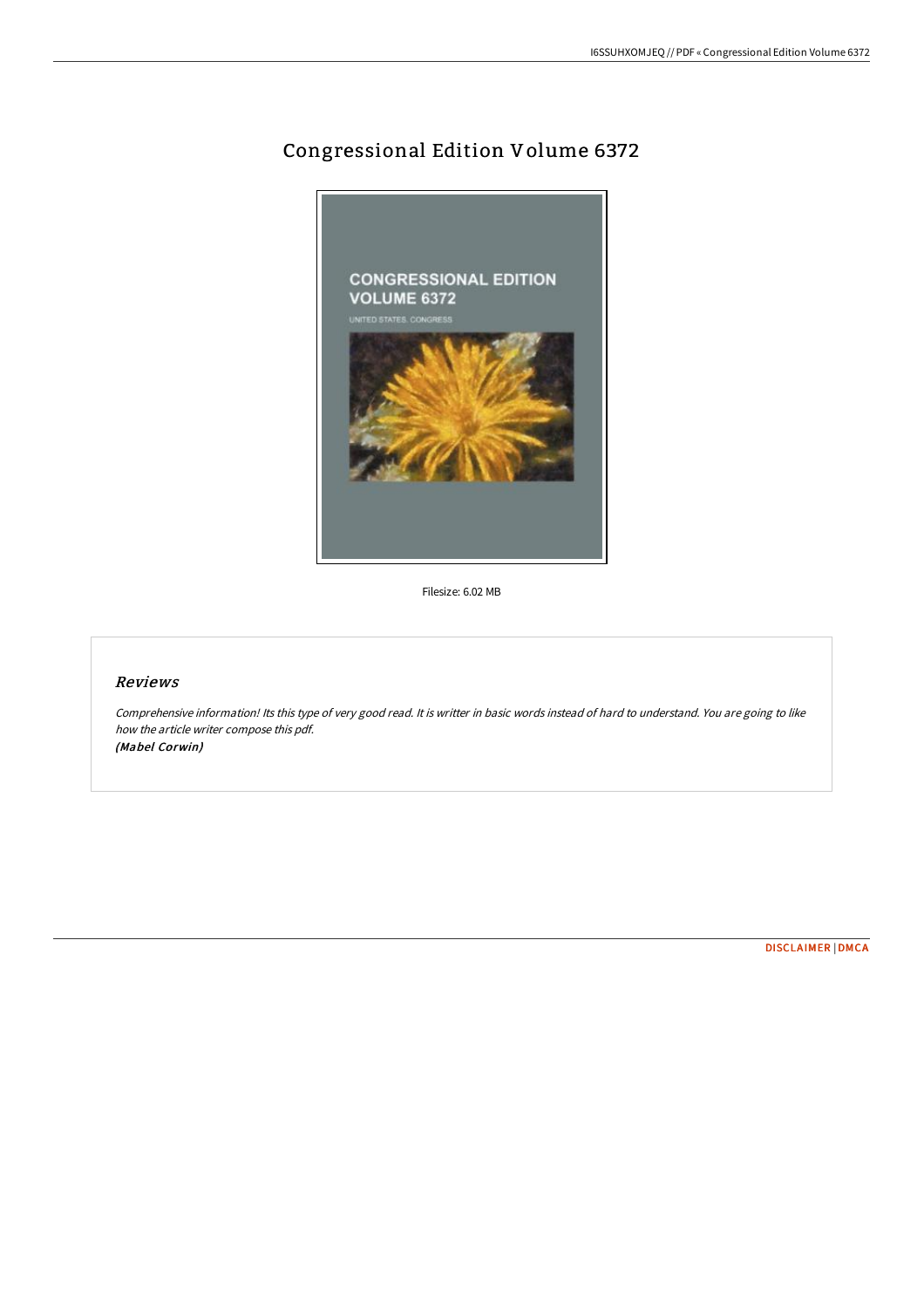# Congressional Edition Volume 6372

Filesize: 6.02 MB

## *Reviews*

*Comprehensive information! Its this type of very good read. It is writter in basic words instead of hard to understand. You are going to like how the article writer compose this pdf.*
***(Mabel Corwin)***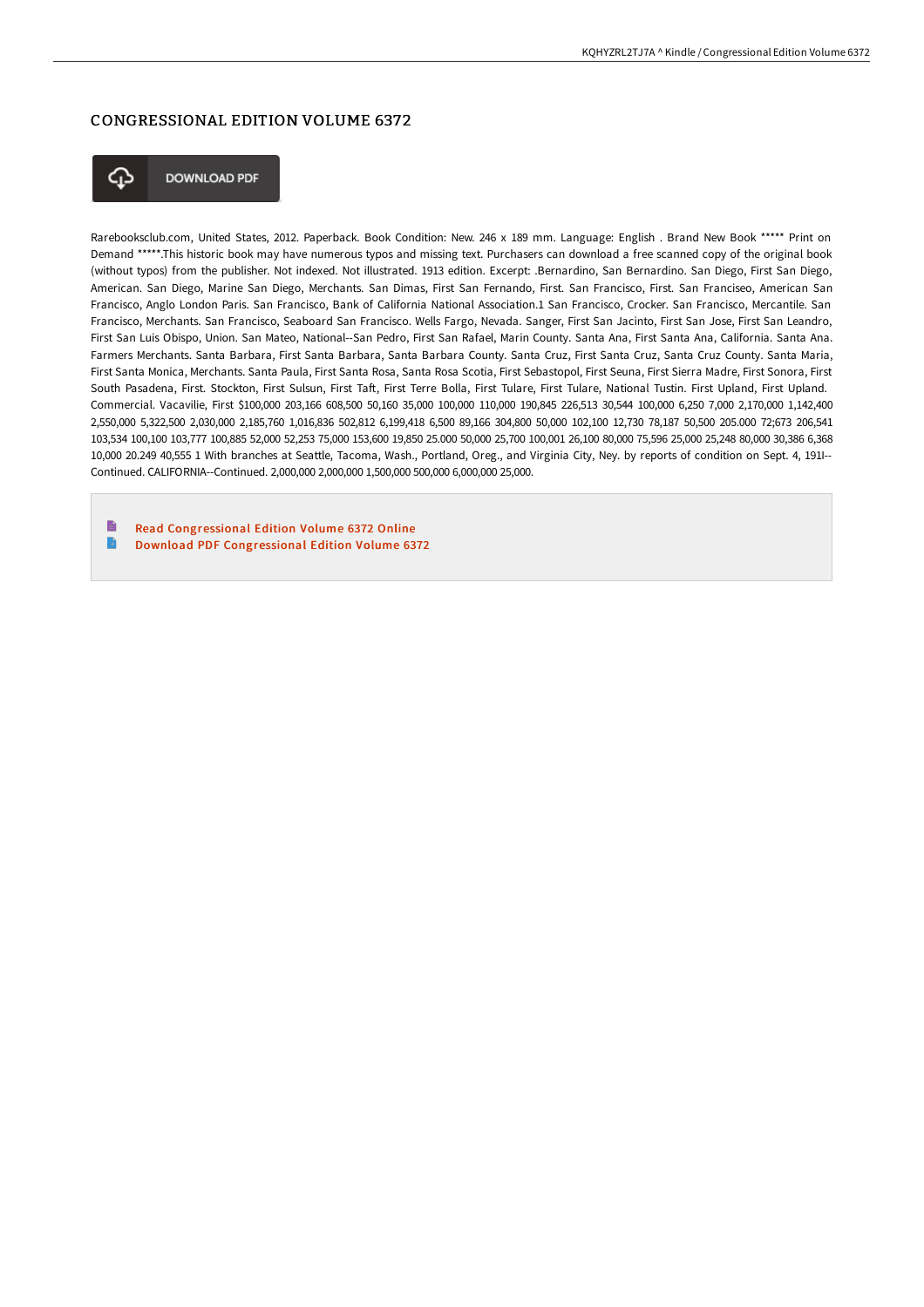# CONGRESSIONAL EDITION VOLUME 6372

DOWNLOAD PDF

Rarebooksclub.com, United States, 2012. Paperback. Book Condition: New. 246 x 189 mm. Language: English . Brand New Book ***** Print on Demand *****.This historic book may have numerous typos and missing text. Purchasers can download a free scanned copy of the original book (without typos) from the publisher. Not indexed. Not illustrated. 1913 edition. Excerpt: .Bernardino, San Bernardino. San Diego, First San Diego, American. San Diego, Marine San Diego, Merchants. San Dimas, First San Fernando, First. San Francisco, First. San Franciseo, American San Francisco, Anglo London Paris. San Francisco, Bank of California National Association.1 San Francisco, Crocker. San Francisco, Mercantile. San Francisco, Merchants. San Francisco, Seaboard San Francisco. Wells Fargo, Nevada. Sanger, First San Jacinto, First San Jose, First San Leandro, First San Luis Obispo, Union. San Mateo, National--San Pedro, First San Rafael, Marin County. Santa Ana, First Santa Ana, California. Santa Ana. Farmers Merchants. Santa Barbara, First Santa Barbara, Santa Barbara County. Santa Cruz, First Santa Cruz, Santa Cruz County. Santa Maria, First Santa Monica, Merchants. Santa Paula, First Santa Rosa, Santa Rosa Scotia, First Sebastopol, First Seuna, First Sierra Madre, First Sonora, First South Pasadena, First. Stockton, First Sulsun, First Taft, First Terre Bolla, First Tulare, First Tulare, National Tustin. First Upland, First Upland. Commercial. Vacavilie, First $100,000 203,166 608,500 50,160 35,000 100,000 110,000 190,845 226,513 30,544 100,000 6,250 7,000 2,170,000 1,142,400 2,550,000 5,322,500 2,030,000 2,185,760 1,016,836 502,812 6,199,418 6,500 89,166 304,800 50,000 102,100 12,730 78,187 50,500 205.000 72;673 206,541 103,534 100,100 103,777 100,885 52,000 52,253 75,000 153,600 19,850 25.000 50,000 25,700 100,001 26,100 80,000 75,596 25,000 25,248 80,000 30,386 6,368 10,000 20.249 40,555 1 With branches at Seattle, Tacoma, Wash., Portland, Oreg., and Virginia City, Ney. by reports of condition on Sept. 4, 191I--Continued. CALIFORNIA--Continued. 2,000,000 2,000,000 1,500,000 500,000 6,000,000 25,000.

- Read Congressional Edition Volume 6372 Online
- Download PDF Congressional Edition Volume 6372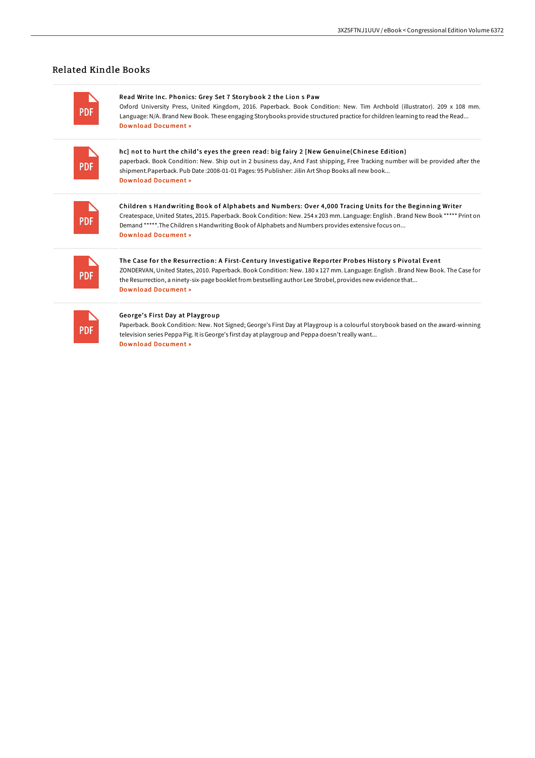## Related Kindle Books

**Read Write Inc. Phonics: Grey Set 7 Storybook 2 the Lion s Paw**

Oxford University Press, United Kingdom, 2016. Paperback. Book Condition: New. Tim Archbold (illustrator). 209 x 108 mm. Language: N/A. Brand New Book. These engaging Storybooks provide structured practice for children learning to read the Read...

Download Document »

**hc] not to hurt the child's eyes the green read: big fairy 2 [New Genuine(Chinese Edition)**

paperback. Book Condition: New. Ship out in 2 business day, And Fast shipping, Free Tracking number will be provided after the shipment.Paperback. Pub Date :2008-01-01 Pages: 95 Publisher: Jilin Art Shop Books all new book...

Download Document »

**Children s Handwriting Book of Alphabets and Numbers: Over 4,000 Tracing Units for the Beginning Writer**

Createspace, United States, 2015. Paperback. Book Condition: New. 254 x 203 mm. Language: English . Brand New Book ***** Print on Demand *****.The Children s Handwriting Book of Alphabets and Numbers provides extensive focus on...

Download Document »

**The Case for the Resurrection: A First-Century Investigative Reporter Probes History s Pivotal Event**

ZONDERVAN, United States, 2010. Paperback. Book Condition: New. 180 x 127 mm. Language: English . Brand New Book. The Case for the Resurrection, a ninety-six-page booklet from bestselling author Lee Strobel, provides new evidence that...

Download Document »

**George's First Day at Playgroup**

Paperback. Book Condition: New. Not Signed; George's First Day at Playgroup is a colourful storybook based on the award-winning television series Peppa Pig. It is George's first day at playgroup and Peppa doesn't really want...

Download Document »